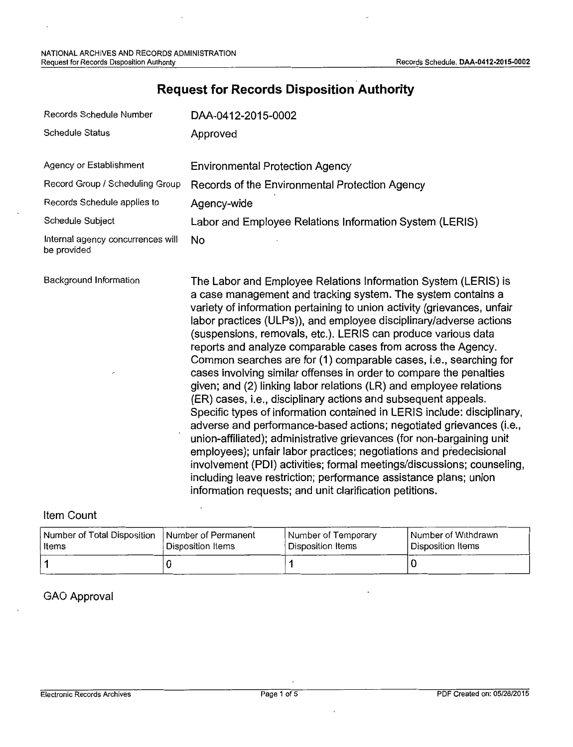# Request for Records Disposition Authority

| | |
|---|---|
| Records Schedule Number | DAA-0412-2015-0002 |
| Schedule Status | Approved |
| Agency or Establishment | Environmental Protection Agency |
| Record Group / Scheduling Group | Records of the Environmental Protection Agency |
| Records Schedule applies to | Agency-wide |
| Schedule Subject | Labor and Employee Relations Information System (LERIS) |
| Internal agency concurrences will be provided | No |
| Background Information | The Labor and Employee Relations Information System (LERIS) is a case management and tracking system. The system contains a variety of information pertaining to union activity (grievances, unfair labor practices (ULPs)), and employee disciplinary/adverse actions (suspensions, removals, etc.). LERIS can produce various data reports and analyze comparable cases from across the Agency. Common searches are for (1) comparable cases, i.e., searching for cases involving similar offenses in order to compare the penalties given; and (2) linking labor relations (LR) and employee relations (ER) cases, i.e., disciplinary actions and subsequent appeals. Specific types of information contained in LERIS include: disciplinary, adverse and performance-based actions; negotiated grievances (i.e., union-affiliated); administrative grievances (for non-bargaining unit employees); unfair labor practices; negotiations and predecisional involvement (PDI) activities; formal meetings/discussions; counseling, including leave restriction; performance assistance plans; union information requests; and unit clarification petitions. |

## Item Count

| Number of Total Disposition Items | Number of Permanent Disposition Items | Number of Temporary Disposition Items | Number of Withdrawn Disposition Items |
|---|---|---|---|
| 1 | 0 | 1 | 0 |

## GAO Approval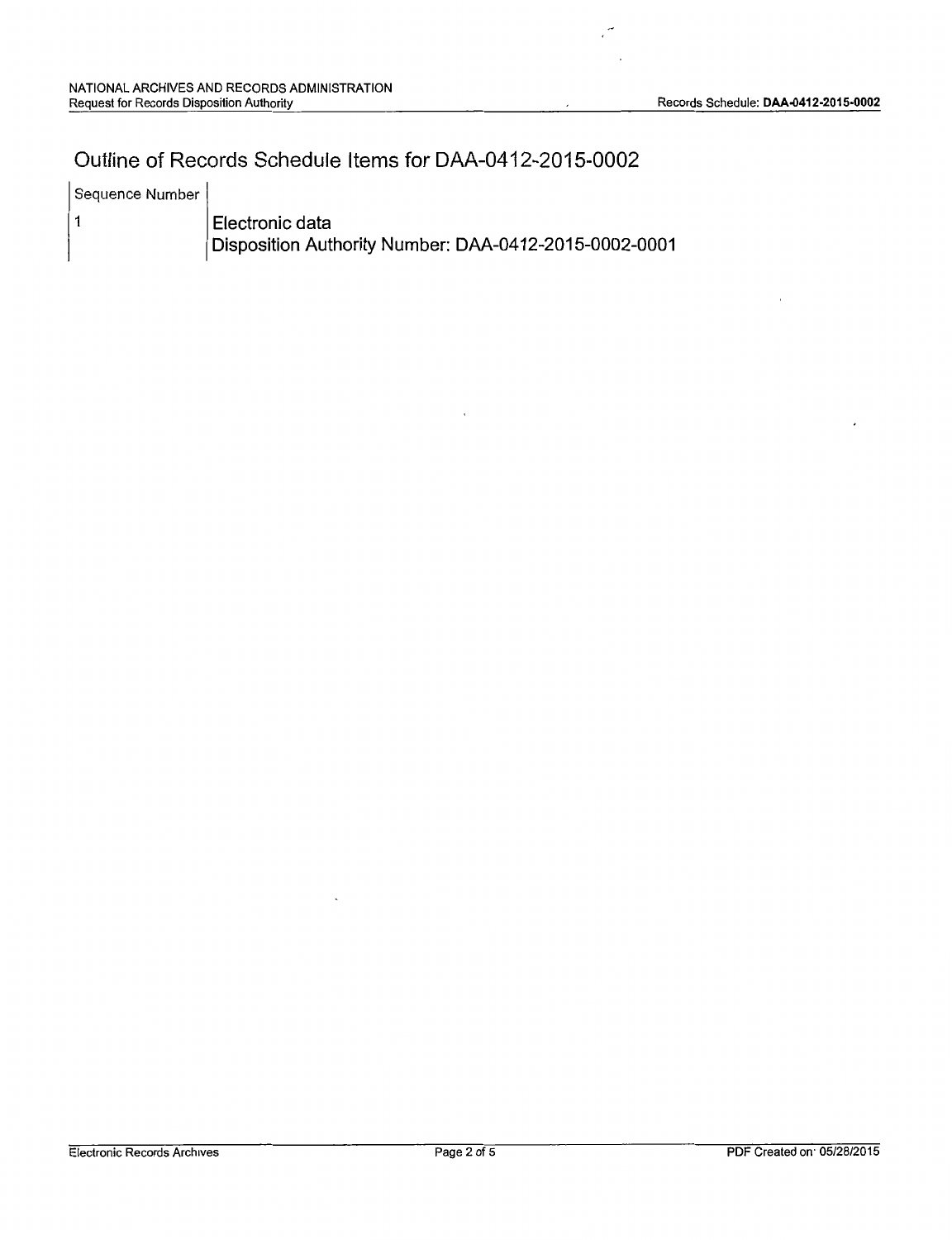# Outline of Records Schedule Items for DAA-0412-2015-0002

| Sequence Number | |
|---|---|
| 1 | **Electronic data**<br>**Disposition Authority Number: DAA-0412-2015-0002-0001** |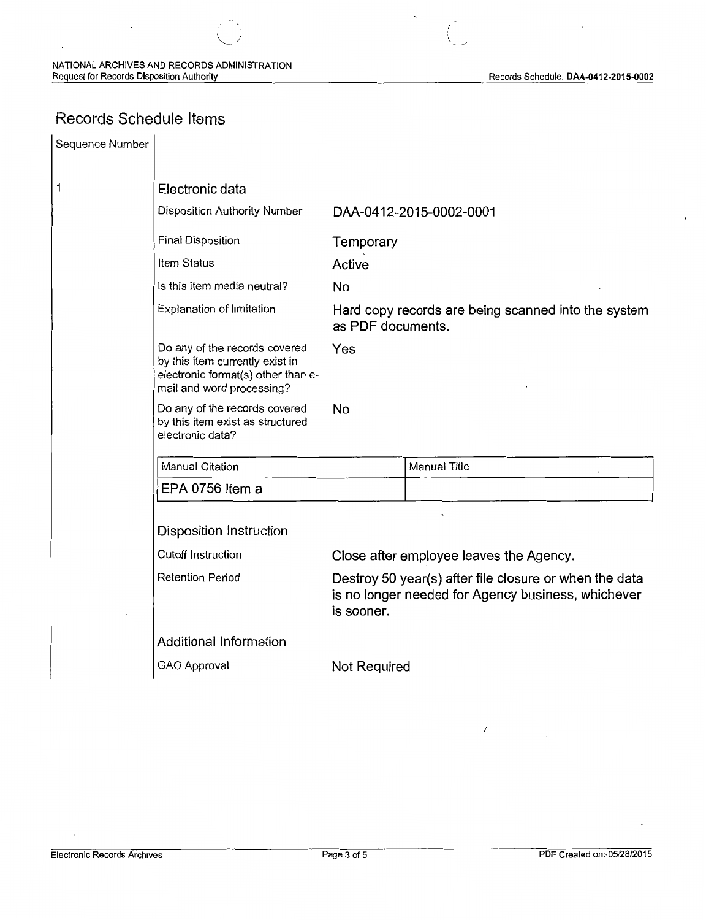## Records Schedule Items

| Sequence Number | | |
|---|---|---|
| 1 | **Electronic data** | |
| | Disposition Authority Number | DAA-0412-2015-0002-0001 |
| | Final Disposition | Temporary |
| | Item Status | Active |
| | Is this item media neutral? | No |
| | Explanation of limitation | Hard copy records are being scanned into the system as PDF documents. |
| | Do any of the records covered by this item currently exist in electronic format(s) other than e-mail and word processing? | Yes |
| | Do any of the records covered by this item exist as structured electronic data? | No |

| Manual Citation | Manual Title |
|---|---|
| EPA 0756 Item a | |

### Disposition Instruction

| | |
|---|---|
| Cutoff Instruction | Close after employee leaves the Agency. |
| Retention Period | Destroy 50 year(s) after file closure or when the data is no longer needed for Agency business, whichever is sooner. |

### Additional Information

| | |
|---|---|
| GAO Approval | Not Required |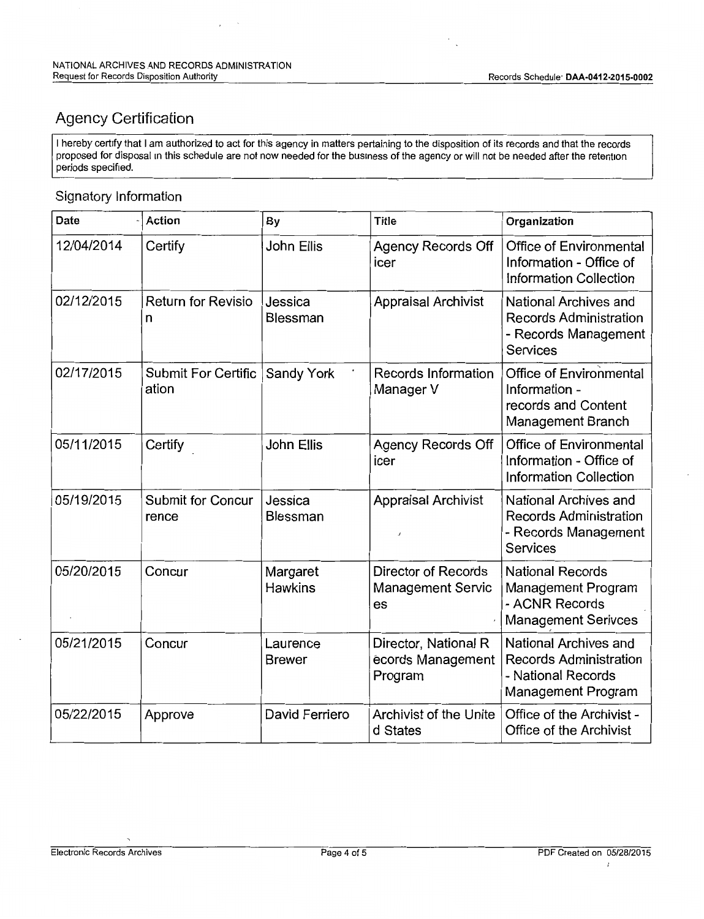## Agency Certification

I hereby certify that I am authorized to act for this agency in matters pertaining to the disposition of its records and that the records proposed for disposal in this schedule are not now needed for the business of the agency or will not be needed after the retention periods specified.

### Signatory Information

| Date | Action | By | Title | Organization |
|---|---|---|---|---|
| 12/04/2014 | Certify | John Ellis | Agency Records Officer | Office of Environmental Information - Office of Information Collection |
| 02/12/2015 | Return for Revision | Jessica Blessman | Appraisal Archivist | National Archives and Records Administration - Records Management Services |
| 02/17/2015 | Submit For Certification | Sandy York | Records Information Manager V | Office of Environmental Information - records and Content Management Branch |
| 05/11/2015 | Certify | John Ellis | Agency Records Officer | Office of Environmental Information - Office of Information Collection |
| 05/19/2015 | Submit for Concurrence | Jessica Blessman | Appraisal Archivist | National Archives and Records Administration - Records Management Services |
| 05/20/2015 | Concur | Margaret Hawkins | Director of Records Management Services | National Records Management Program - ACNR Records Management Serivces |
| 05/21/2015 | Concur | Laurence Brewer | Director, National Records Management Program | National Archives and Records Administration - National Records Management Program |
| 05/22/2015 | Approve | David Ferriero | Archivist of the United States | Office of the Archivist - Office of the Archivist |